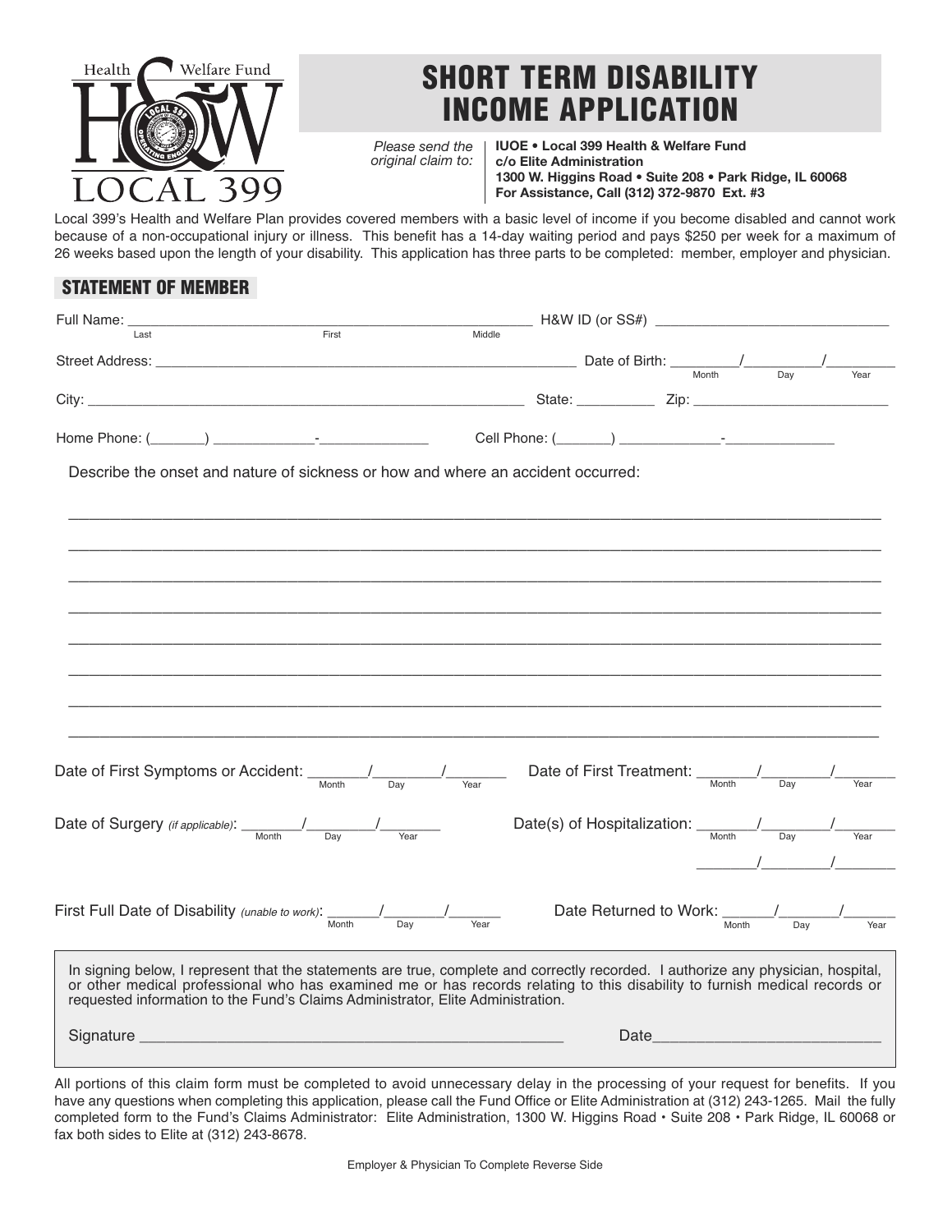Health & Welfare Fund
H&W
LOCAL 399

# SHORT TERM DISABILITY INCOME APPLICATION

*Please send the original claim to:*

**IUOE • Local 399 Health & Welfare Fund**
**c/o Elite Administration**
**1300 W. Higgins Road • Suite 208 • Park Ridge, IL 60068**
**For Assistance, Call (312) 372-9870 Ext. #3**

Local 399's Health and Welfare Plan provides covered members with a basic level of income if you become disabled and cannot work because of a non-occupational injury or illness. This benefit has a 14-day waiting period and pays $250 per week for a maximum of 26 weeks based upon the length of your disability. This application has three parts to be completed: member, employer and physician.

## STATEMENT OF MEMBER

Full Name: ______________________________ (Last / First / Middle) H&W ID (or SS#) ____________________

Street Address: ______________________________ Date of Birth: ______/______/______ (Month / Day / Year)

City: ______________________________ State: __________ Zip: ____________________

Home Phone: (_______) ____________-____________ Cell Phone: (_______) ____________-____________

Describe the onset and nature of sickness or how and where an accident occurred:

________________________________________________________________________________

________________________________________________________________________________

________________________________________________________________________________

________________________________________________________________________________

________________________________________________________________________________

________________________________________________________________________________

________________________________________________________________________________

________________________________________________________________________________

Date of First Symptoms or Accident: ______/______/______ (Month / Day / Year) Date of First Treatment: ______/______/______ (Month / Day / Year)

Date of Surgery *(if applicable)*: ______/______/______ (Month / Day / Year) Date(s) of Hospitalization: ______/______/______ (Month / Day / Year)

______/______/______

First Full Date of Disability *(unable to work)*: ______/______/______ (Month / Day / Year) Date Returned to Work: ______/______/______ (Month / Day / Year)

In signing below, I represent that the statements are true, complete and correctly recorded. I authorize any physician, hospital, or other medical professional who has examined me or has records relating to this disability to furnish medical records or requested information to the Fund's Claims Administrator, Elite Administration.

Signature ______________________________ Date______________________

All portions of this claim form must be completed to avoid unnecessary delay in the processing of your request for benefits. If you have any questions when completing this application, please call the Fund Office or Elite Administration at (312) 243-1265. Mail the fully completed form to the Fund's Claims Administrator: Elite Administration, 1300 W. Higgins Road • Suite 208 • Park Ridge, IL 60068 or fax both sides to Elite at (312) 243-8678.

Employer & Physician To Complete Reverse Side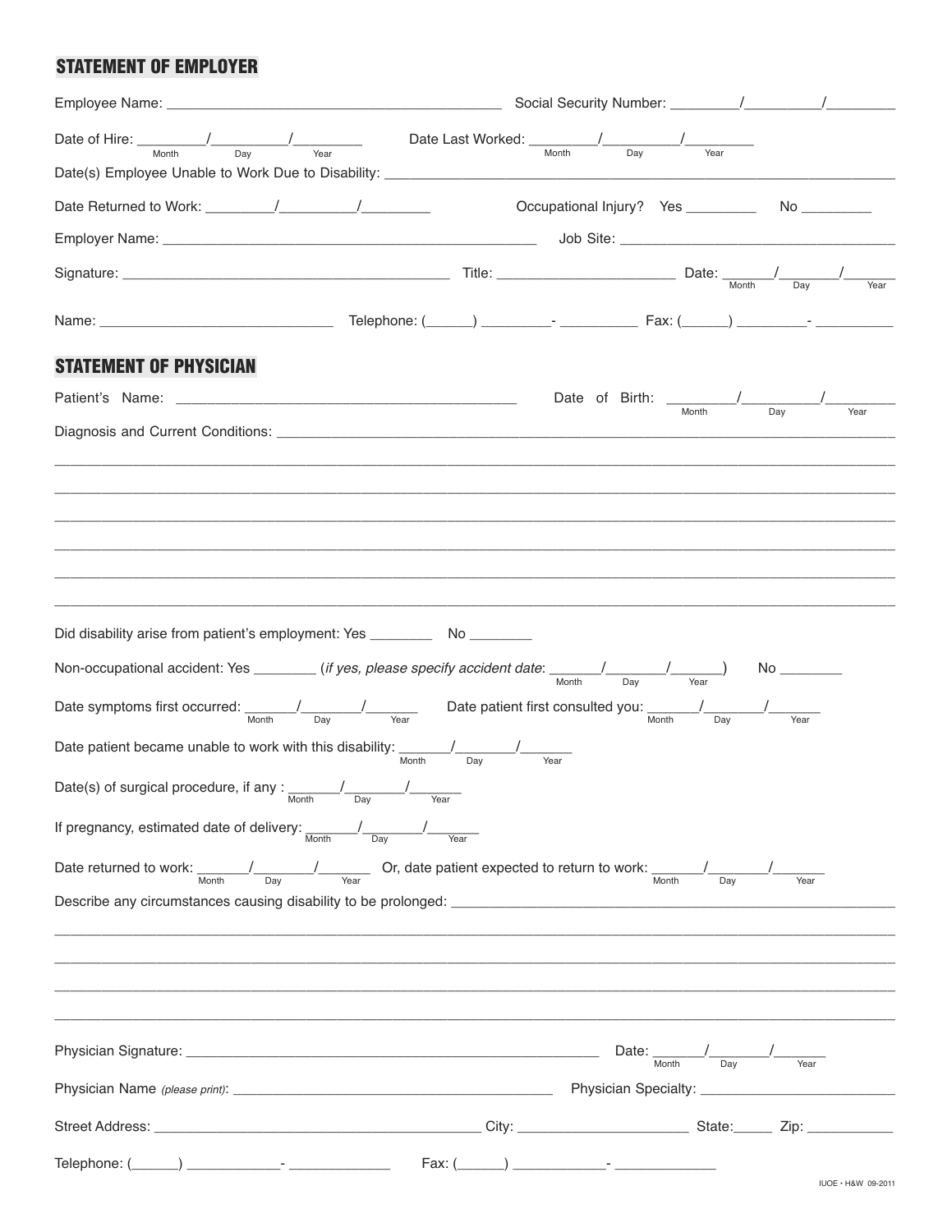## STATEMENT OF EMPLOYER

Employee Name: ________________________________________ Social Security Number: ________/_________/________

Date of Hire: ________/_________/________ (Month / Day / Year) Date Last Worked: ________/_________/________ (Month / Day / Year)

Date(s) Employee Unable to Work Due to Disability: ____________________________________________________________

Date Returned to Work: ________/_________/________ Occupational Injury? Yes ________ No ________

Employer Name: _______________________________________________ Job Site: ___________________________________

Signature: _________________________________________ Title: ______________________ Date: ______/______/______ (Month / Day / Year)

Name: ____________________________ Telephone: (_____) ________- _________ Fax: (_____) ________- _________

## STATEMENT OF PHYSICIAN

Patient's Name: ________________________________________ Date of Birth: ________/_________/________ (Month / Day / Year)

Diagnosis and Current Conditions: ______________________________________________________________________

______________________________________________________________________________________________

______________________________________________________________________________________________

______________________________________________________________________________________________

______________________________________________________________________________________________

______________________________________________________________________________________________

______________________________________________________________________________________________

Did disability arise from patient's employment: Yes ________ No ________

Non-occupational accident: Yes ________ (*if yes, please specify accident date*: ______/_______/______ (Month / Day / Year)) No ________

Date symptoms first occurred: ______/_______/______ (Month / Day / Year) Date patient first consulted you: ______/_______/______ (Month / Day / Year)

Date patient became unable to work with this disability: ______/_______/______ (Month / Day / Year)

Date(s) of surgical procedure, if any : ______/_______/______ (Month / Day / Year)

If pregnancy, estimated date of delivery: ______/_______/______ (Month / Day / Year)

Date returned to work: ______/_______/______ (Month / Day / Year) Or, date patient expected to return to work: ______/_______/______ (Month / Day / Year)

Describe any circumstances causing disability to be prolonged: ______________________________________________

______________________________________________________________________________________________

______________________________________________________________________________________________

______________________________________________________________________________________________

______________________________________________________________________________________________

Physician Signature: ___________________________________________________ Date: ______/_______/______ (Month / Day / Year)

Physician Name *(please print)*: _____________________________________ Physician Specialty: ________________________

Street Address: _______________________________________ City: ______________________ State:_____ Zip: ___________

Telephone: (_____) ___________- ____________ Fax: (_____) ___________- ____________

IUOE • H&W 09-2011